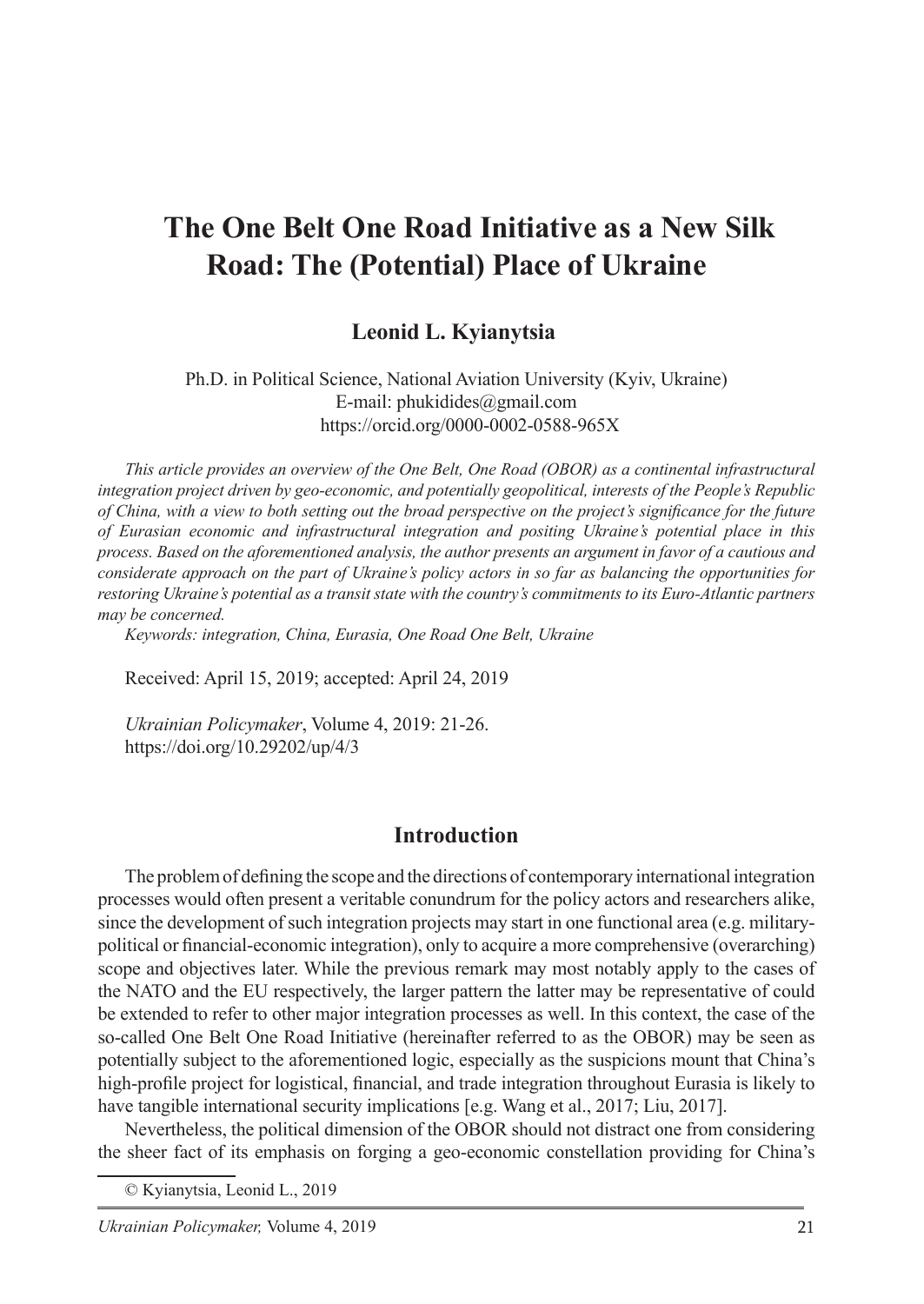# The One Belt One Road Initiative as a New Silk Road: The (Potential) Place of Ukraine

**Leonid L. Kyianytsia**

Ph.D. in Political Science, National Aviation University (Kyiv, Ukraine)
E-mail: phukidides@gmail.com
https://orcid.org/0000-0002-0588-965X

*This article provides an overview of the One Belt, One Road (OBOR) as a continental infrastructural integration project driven by geo-economic, and potentially geopolitical, interests of the People's Republic of China, with a view to both setting out the broad perspective on the project's significance for the future of Eurasian economic and infrastructural integration and positing Ukraine's potential place in this process. Based on the aforementioned analysis, the author presents an argument in favor of a cautious and considerate approach on the part of Ukraine's policy actors in so far as balancing the opportunities for restoring Ukraine's potential as a transit state with the country's commitments to its Euro-Atlantic partners may be concerned.*

*Keywords: integration, China, Eurasia, One Road One Belt, Ukraine*

Received: April 15, 2019; accepted: April 24, 2019

*Ukrainian Policymaker*, Volume 4, 2019: 21-26.
https://doi.org/10.29202/up/4/3

## Introduction

The problem of defining the scope and the directions of contemporary international integration processes would often present a veritable conundrum for the policy actors and researchers alike, since the development of such integration projects may start in one functional area (e.g. military-political or financial-economic integration), only to acquire a more comprehensive (overarching) scope and objectives later. While the previous remark may most notably apply to the cases of the NATO and the EU respectively, the larger pattern the latter may be representative of could be extended to refer to other major integration processes as well. In this context, the case of the so-called One Belt One Road Initiative (hereinafter referred to as the OBOR) may be seen as potentially subject to the aforementioned logic, especially as the suspicions mount that China's high-profile project for logistical, financial, and trade integration throughout Eurasia is likely to have tangible international security implications [e.g. Wang et al., 2017; Liu, 2017].

Nevertheless, the political dimension of the OBOR should not distract one from considering the sheer fact of its emphasis on forging a geo-economic constellation providing for China's

© Kyianytsia, Leonid L., 2019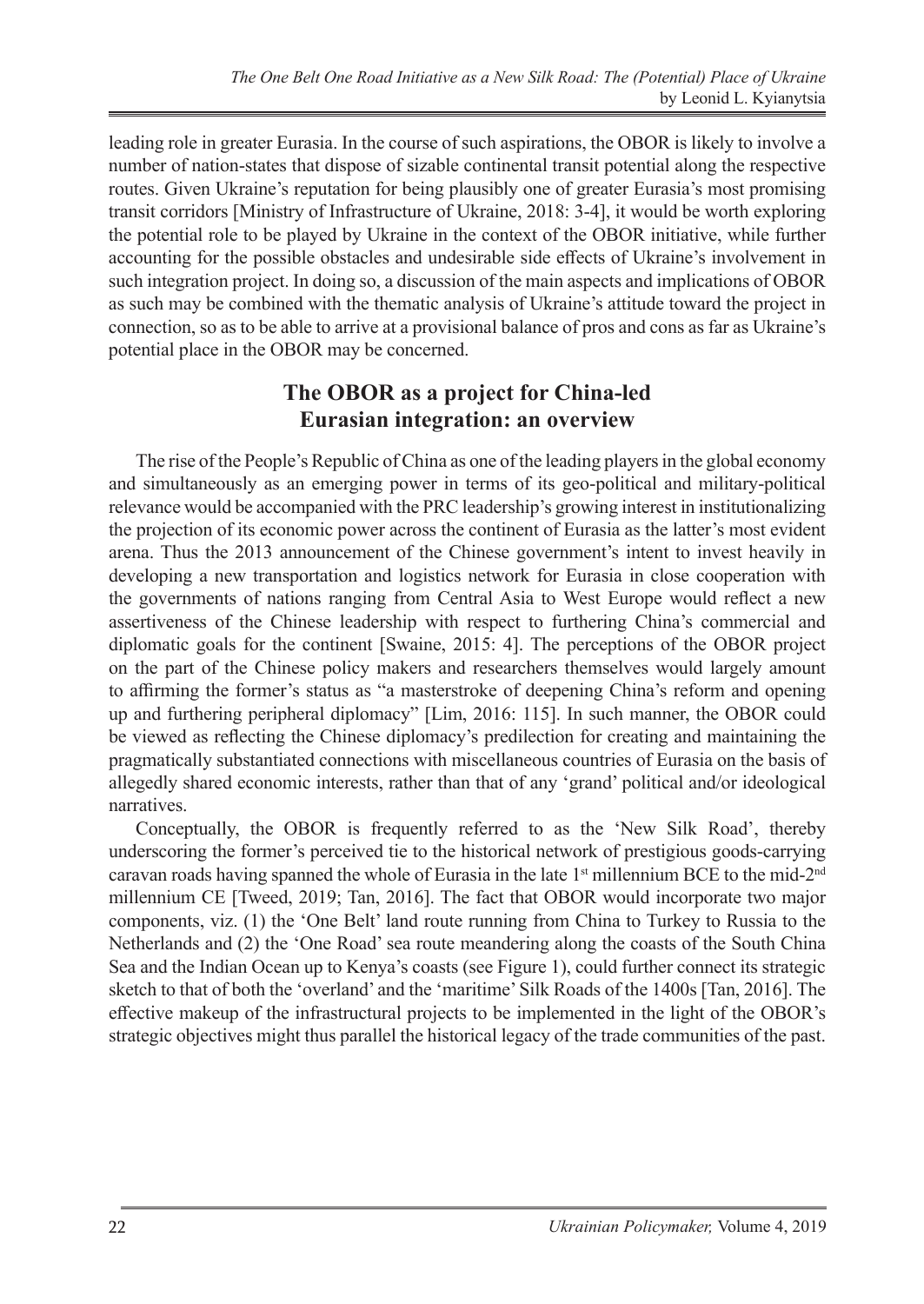leading role in greater Eurasia. In the course of such aspirations, the OBOR is likely to involve a number of nation-states that dispose of sizable continental transit potential along the respective routes. Given Ukraine's reputation for being plausibly one of greater Eurasia's most promising transit corridors [Ministry of Infrastructure of Ukraine, 2018: 3-4], it would be worth exploring the potential role to be played by Ukraine in the context of the OBOR initiative, while further accounting for the possible obstacles and undesirable side effects of Ukraine's involvement in such integration project. In doing so, a discussion of the main aspects and implications of OBOR as such may be combined with the thematic analysis of Ukraine's attitude toward the project in connection, so as to be able to arrive at a provisional balance of pros and cons as far as Ukraine's potential place in the OBOR may be concerned.

## The OBOR as a project for China-led Eurasian integration: an overview

The rise of the People's Republic of China as one of the leading players in the global economy and simultaneously as an emerging power in terms of its geo-political and military-political relevance would be accompanied with the PRC leadership's growing interest in institutionalizing the projection of its economic power across the continent of Eurasia as the latter's most evident arena. Thus the 2013 announcement of the Chinese government's intent to invest heavily in developing a new transportation and logistics network for Eurasia in close cooperation with the governments of nations ranging from Central Asia to West Europe would reflect a new assertiveness of the Chinese leadership with respect to furthering China's commercial and diplomatic goals for the continent [Swaine, 2015: 4]. The perceptions of the OBOR project on the part of the Chinese policy makers and researchers themselves would largely amount to affirming the former's status as "a masterstroke of deepening China's reform and opening up and furthering peripheral diplomacy" [Lim, 2016: 115]. In such manner, the OBOR could be viewed as reflecting the Chinese diplomacy's predilection for creating and maintaining the pragmatically substantiated connections with miscellaneous countries of Eurasia on the basis of allegedly shared economic interests, rather than that of any 'grand' political and/or ideological narratives.

Conceptually, the OBOR is frequently referred to as the 'New Silk Road', thereby underscoring the former's perceived tie to the historical network of prestigious goods-carrying caravan roads having spanned the whole of Eurasia in the late 1st millennium BCE to the mid-2nd millennium CE [Tweed, 2019; Tan, 2016]. The fact that OBOR would incorporate two major components, viz. (1) the 'One Belt' land route running from China to Turkey to Russia to the Netherlands and (2) the 'One Road' sea route meandering along the coasts of the South China Sea and the Indian Ocean up to Kenya's coasts (see Figure 1), could further connect its strategic sketch to that of both the 'overland' and the 'maritime' Silk Roads of the 1400s [Tan, 2016]. The effective makeup of the infrastructural projects to be implemented in the light of the OBOR's strategic objectives might thus parallel the historical legacy of the trade communities of the past.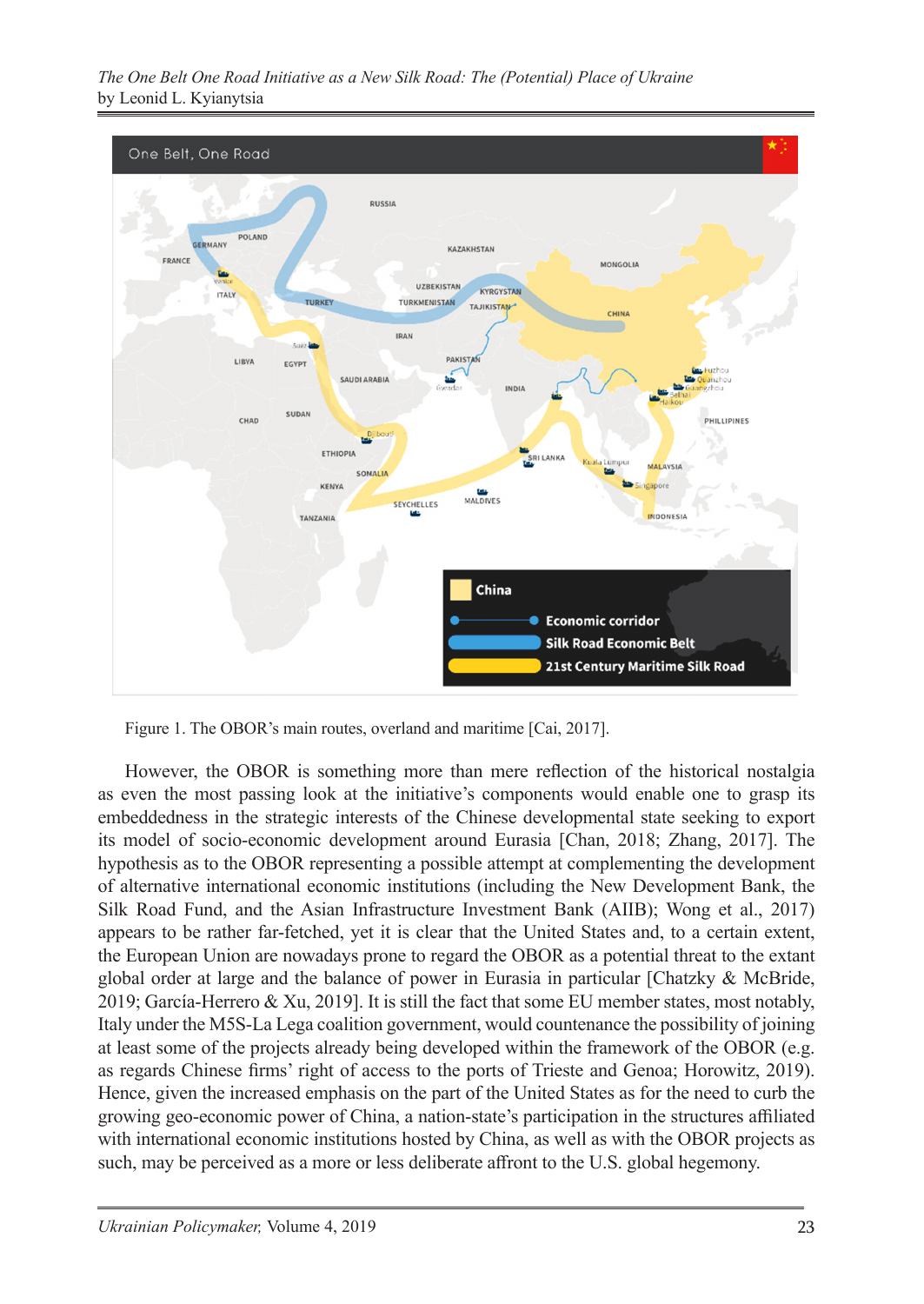Figure 1. The OBOR's main routes, overland and maritime [Cai, 2017].

However, the OBOR is something more than mere reflection of the historical nostalgia as even the most passing look at the initiative's components would enable one to grasp its embeddedness in the strategic interests of the Chinese developmental state seeking to export its model of socio-economic development around Eurasia [Chan, 2018; Zhang, 2017]. The hypothesis as to the OBOR representing a possible attempt at complementing the development of alternative international economic institutions (including the New Development Bank, the Silk Road Fund, and the Asian Infrastructure Investment Bank (AIIB); Wong et al., 2017) appears to be rather far-fetched, yet it is clear that the United States and, to a certain extent, the European Union are nowadays prone to regard the OBOR as a potential threat to the extant global order at large and the balance of power in Eurasia in particular [Chatzky & McBride, 2019; García-Herrero & Xu, 2019]. It is still the fact that some EU member states, most notably, Italy under the M5S-La Lega coalition government, would countenance the possibility of joining at least some of the projects already being developed within the framework of the OBOR (e.g. as regards Chinese firms' right of access to the ports of Trieste and Genoa; Horowitz, 2019). Hence, given the increased emphasis on the part of the United States as for the need to curb the growing geo-economic power of China, a nation-state's participation in the structures affiliated with international economic institutions hosted by China, as well as with the OBOR projects as such, may be perceived as a more or less deliberate affront to the U.S. global hegemony.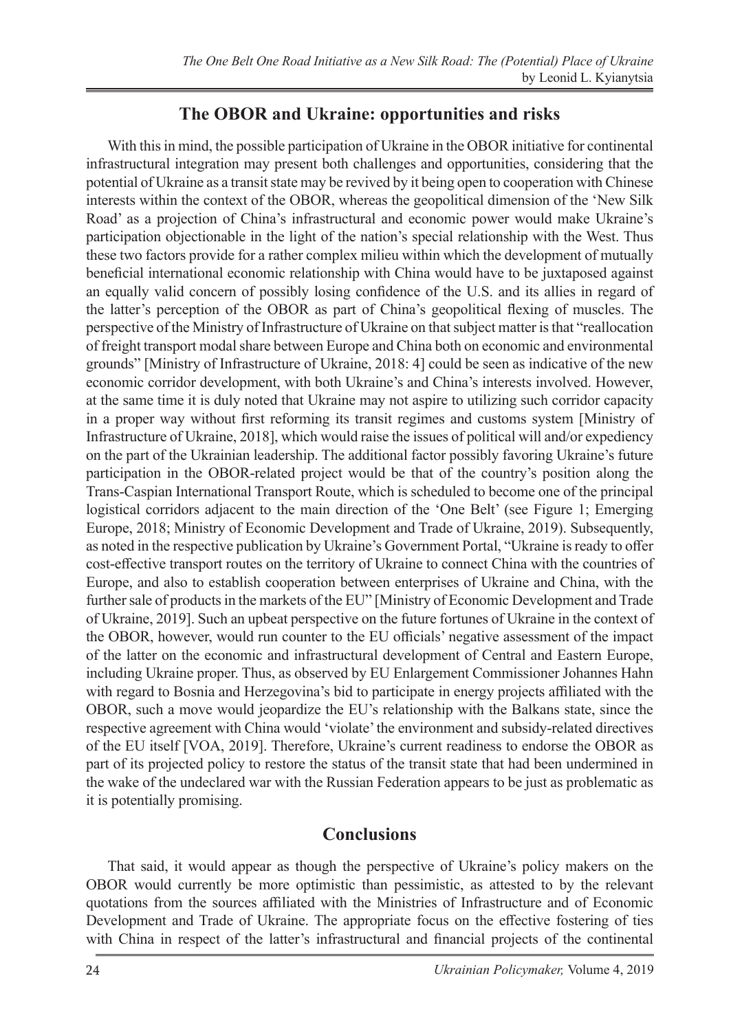## The OBOR and Ukraine: opportunities and risks

With this in mind, the possible participation of Ukraine in the OBOR initiative for continental infrastructural integration may present both challenges and opportunities, considering that the potential of Ukraine as a transit state may be revived by it being open to cooperation with Chinese interests within the context of the OBOR, whereas the geopolitical dimension of the 'New Silk Road' as a projection of China's infrastructural and economic power would make Ukraine's participation objectionable in the light of the nation's special relationship with the West. Thus these two factors provide for a rather complex milieu within which the development of mutually beneficial international economic relationship with China would have to be juxtaposed against an equally valid concern of possibly losing confidence of the U.S. and its allies in regard of the latter's perception of the OBOR as part of China's geopolitical flexing of muscles. The perspective of the Ministry of Infrastructure of Ukraine on that subject matter is that "reallocation of freight transport modal share between Europe and China both on economic and environmental grounds" [Ministry of Infrastructure of Ukraine, 2018: 4] could be seen as indicative of the new economic corridor development, with both Ukraine's and China's interests involved. However, at the same time it is duly noted that Ukraine may not aspire to utilizing such corridor capacity in a proper way without first reforming its transit regimes and customs system [Ministry of Infrastructure of Ukraine, 2018], which would raise the issues of political will and/or expediency on the part of the Ukrainian leadership. The additional factor possibly favoring Ukraine's future participation in the OBOR-related project would be that of the country's position along the Trans-Caspian International Transport Route, which is scheduled to become one of the principal logistical corridors adjacent to the main direction of the 'One Belt' (see Figure 1; Emerging Europe, 2018; Ministry of Economic Development and Trade of Ukraine, 2019). Subsequently, as noted in the respective publication by Ukraine's Government Portal, "Ukraine is ready to offer cost-effective transport routes on the territory of Ukraine to connect China with the countries of Europe, and also to establish cooperation between enterprises of Ukraine and China, with the further sale of products in the markets of the EU" [Ministry of Economic Development and Trade of Ukraine, 2019]. Such an upbeat perspective on the future fortunes of Ukraine in the context of the OBOR, however, would run counter to the EU officials' negative assessment of the impact of the latter on the economic and infrastructural development of Central and Eastern Europe, including Ukraine proper. Thus, as observed by EU Enlargement Commissioner Johannes Hahn with regard to Bosnia and Herzegovina's bid to participate in energy projects affiliated with the OBOR, such a move would jeopardize the EU's relationship with the Balkans state, since the respective agreement with China would 'violate' the environment and subsidy-related directives of the EU itself [VOA, 2019]. Therefore, Ukraine's current readiness to endorse the OBOR as part of its projected policy to restore the status of the transit state that had been undermined in the wake of the undeclared war with the Russian Federation appears to be just as problematic as it is potentially promising.

## Conclusions

That said, it would appear as though the perspective of Ukraine's policy makers on the OBOR would currently be more optimistic than pessimistic, as attested to by the relevant quotations from the sources affiliated with the Ministries of Infrastructure and of Economic Development and Trade of Ukraine. The appropriate focus on the effective fostering of ties with China in respect of the latter's infrastructural and financial projects of the continental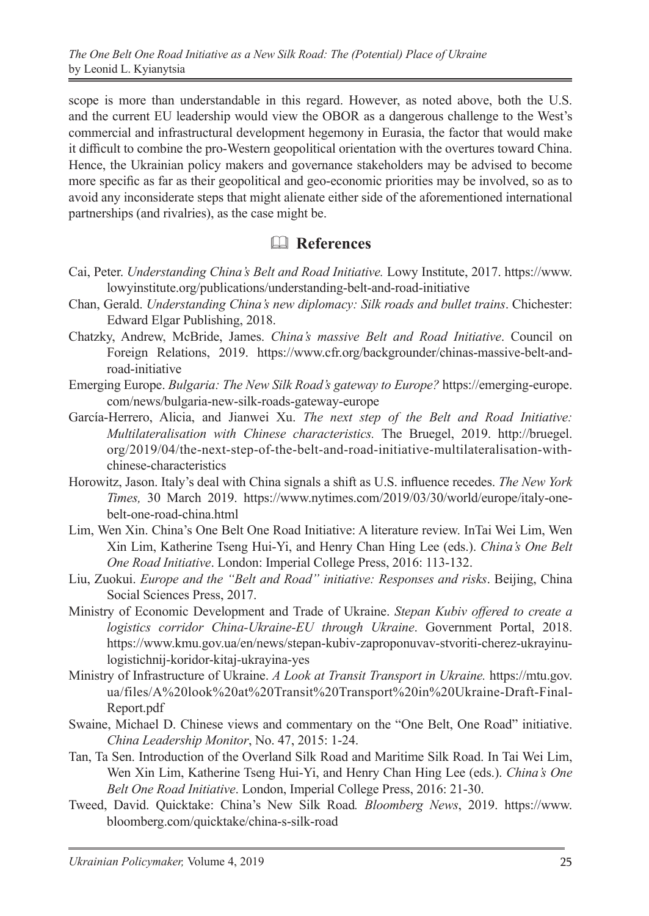scope is more than understandable in this regard. However, as noted above, both the U.S. and the current EU leadership would view the OBOR as a dangerous challenge to the West's commercial and infrastructural development hegemony in Eurasia, the factor that would make it difficult to combine the pro-Western geopolitical orientation with the overtures toward China. Hence, the Ukrainian policy makers and governance stakeholders may be advised to become more specific as far as their geopolitical and geo-economic priorities may be involved, so as to avoid any inconsiderate steps that might alienate either side of the aforementioned international partnerships (and rivalries), as the case might be.

## 🕮 References

Cai, Peter. *Understanding China's Belt and Road Initiative.* Lowy Institute, 2017. https://www.lowyinstitute.org/publications/understanding-belt-and-road-initiative

Chan, Gerald. *Understanding China's new diplomacy: Silk roads and bullet trains*. Chichester: Edward Elgar Publishing, 2018.

Chatzky, Andrew, McBride, James. *China's massive Belt and Road Initiative*. Council on Foreign Relations, 2019. https://www.cfr.org/backgrounder/chinas-massive-belt-and-road-initiative

Emerging Europe. *Bulgaria: The New Silk Road's gateway to Europe?* https://emerging-europe.com/news/bulgaria-new-silk-roads-gateway-europe

García-Herrero, Alicia, and Jianwei Xu. *The next step of the Belt and Road Initiative: Multilateralisation with Chinese characteristics.* The Bruegel, 2019. http://bruegel.org/2019/04/the-next-step-of-the-belt-and-road-initiative-multilateralisation-with-chinese-characteristics

Horowitz, Jason. Italy's deal with China signals a shift as U.S. influence recedes. *The New York Times,* 30 March 2019. https://www.nytimes.com/2019/03/30/world/europe/italy-one-belt-one-road-china.html

Lim, Wen Xin. China's One Belt One Road Initiative: A literature review. InTai Wei Lim, Wen Xin Lim, Katherine Tseng Hui-Yi, and Henry Chan Hing Lee (eds.). *China's One Belt One Road Initiative*. London: Imperial College Press, 2016: 113-132.

Liu, Zuokui. *Europe and the "Belt and Road" initiative: Responses and risks*. Beijing, China Social Sciences Press, 2017.

Ministry of Economic Development and Trade of Ukraine. *Stepan Kubiv offered to create a logistics corridor China-Ukraine-EU through Ukraine*. Government Portal, 2018. https://www.kmu.gov.ua/en/news/stepan-kubiv-zaproponuvav-stvoriti-cherez-ukrayinu-logistichnij-koridor-kitaj-ukrayina-yes

Ministry of Infrastructure of Ukraine. *A Look at Transit Transport in Ukraine.* https://mtu.gov.ua/files/A%20look%20at%20Transit%20Transport%20in%20Ukraine-Draft-Final-Report.pdf

Swaine, Michael D. Chinese views and commentary on the "One Belt, One Road" initiative. *China Leadership Monitor*, No. 47, 2015: 1-24.

Tan, Ta Sen. Introduction of the Overland Silk Road and Maritime Silk Road. In Tai Wei Lim, Wen Xin Lim, Katherine Tseng Hui-Yi, and Henry Chan Hing Lee (eds.). *China's One Belt One Road Initiative*. London, Imperial College Press, 2016: 21-30.

Tweed, David. Quicktake: China's New Silk Road*. Bloomberg News*, 2019. https://www.bloomberg.com/quicktake/china-s-silk-road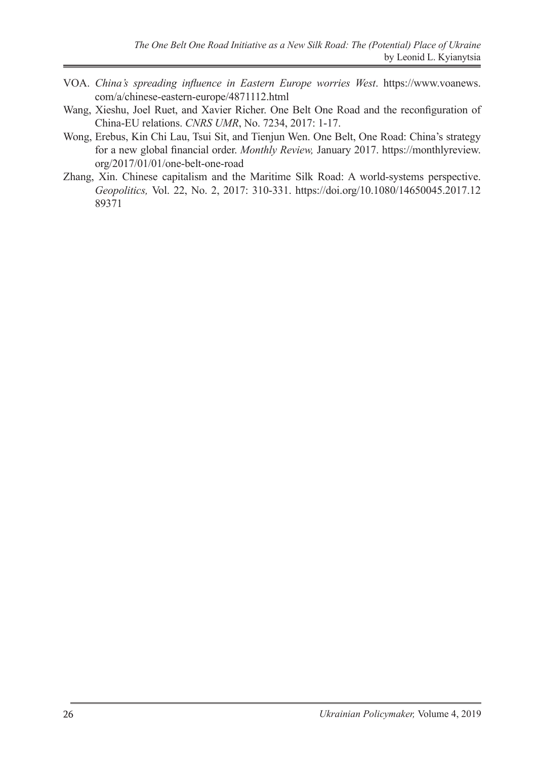VOA. *China's spreading influence in Eastern Europe worries West*. https://www.voanews.com/a/chinese-eastern-europe/4871112.html

Wang, Xieshu, Joel Ruet, and Xavier Richer. One Belt One Road and the reconfiguration of China-EU relations. *CNRS UMR*, No. 7234, 2017: 1-17.

Wong, Erebus, Kin Chi Lau, Tsui Sit, and Tienjun Wen. One Belt, One Road: China's strategy for a new global financial order. *Monthly Review,* January 2017. https://monthlyreview.org/2017/01/01/one-belt-one-road

Zhang, Xin. Chinese capitalism and the Maritime Silk Road: A world-systems perspective. *Geopolitics,* Vol. 22, No. 2, 2017: 310-331. https://doi.org/10.1080/14650045.2017.1289371